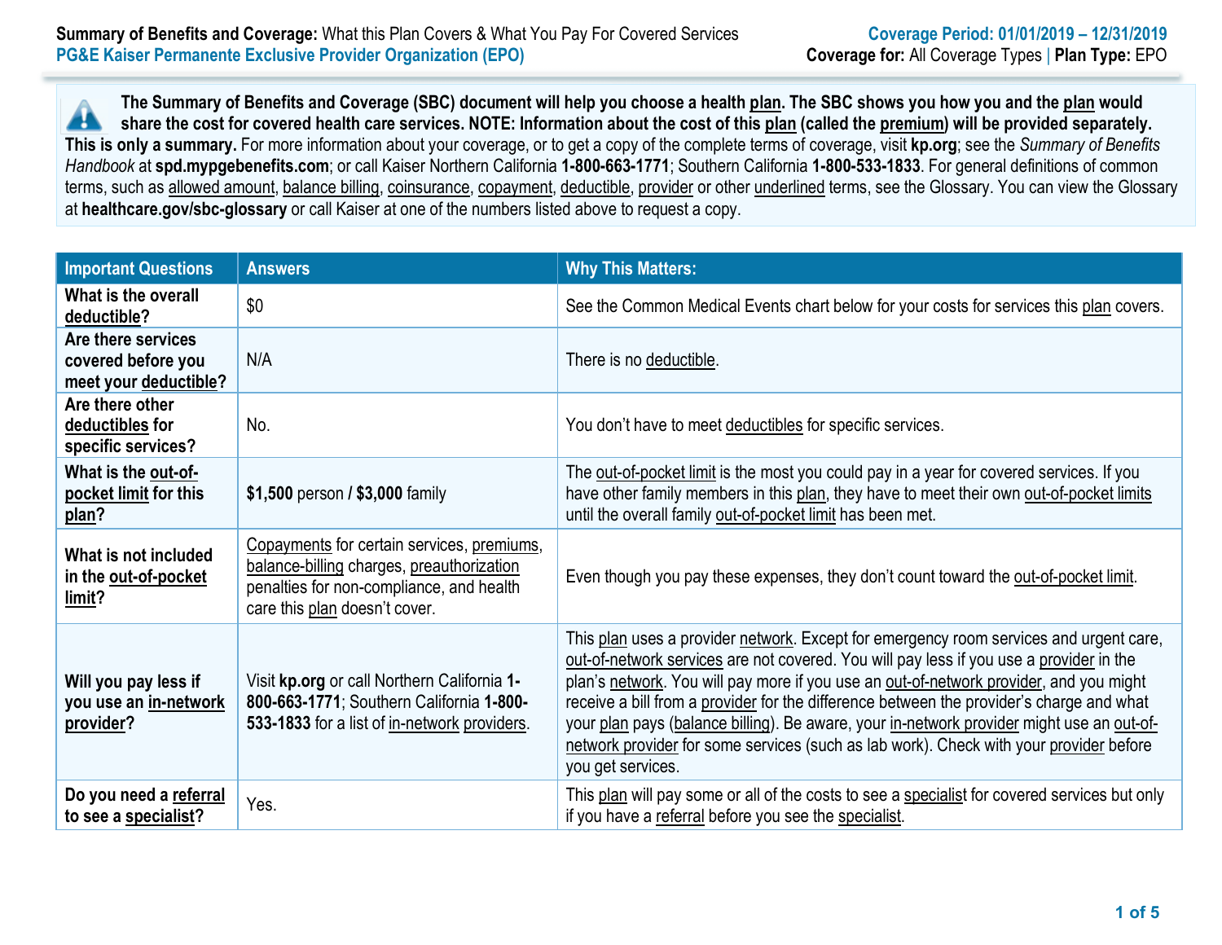**Summary of Benefits and Coverage:** What this Plan Covers & What You Pay For Covered Services
**PG&E Kaiser Permanente Exclusive Provider Organization (EPO)**

**Coverage Period: 01/01/2019 – 12/31/2019**
**Coverage for:** All Coverage Types | **Plan Type:** EPO

**The Summary of Benefits and Coverage (SBC) document will help you choose a health plan. The SBC shows you how you and the plan would share the cost for covered health care services. NOTE: Information about the cost of this plan (called the premium) will be provided separately. This is only a summary.** For more information about your coverage, or to get a copy of the complete terms of coverage, visit **kp.org**; see the *Summary of Benefits Handbook* at **spd.mypgebenefits.com**; or call Kaiser Northern California **1-800-663-1771**; Southern California **1-800-533-1833**. For general definitions of common terms, such as allowed amount, balance billing, coinsurance, copayment, deductible, provider or other underlined terms, see the Glossary. You can view the Glossary at **healthcare.gov/sbc-glossary** or call Kaiser at one of the numbers listed above to request a copy.

| Important Questions | Answers | Why This Matters: |
|---|---|---|
| **What is the overall deductible?** | $0 | See the Common Medical Events chart below for your costs for services this plan covers. |
| **Are there services covered before you meet your deductible?** | N/A | There is no deductible. |
| **Are there other deductibles for specific services?** | No. | You don't have to meet deductibles for specific services. |
| **What is the out-of-pocket limit for this plan?** | **$1,500** person / **$3,000** family | The out-of-pocket limit is the most you could pay in a year for covered services. If you have other family members in this plan, they have to meet their own out-of-pocket limits until the overall family out-of-pocket limit has been met. |
| **What is not included in the out-of-pocket limit?** | Copayments for certain services, premiums, balance-billing charges, preauthorization penalties for non-compliance, and health care this plan doesn't cover. | Even though you pay these expenses, they don't count toward the out-of-pocket limit. |
| **Will you pay less if you use an in-network provider?** | Visit **kp.org** or call Northern California **1-800-663-1771**; Southern California **1-800-533-1833** for a list of in-network providers. | This plan uses a provider network. Except for emergency room services and urgent care, out-of-network services are not covered. You will pay less if you use a provider in the plan's network. You will pay more if you use an out-of-network provider, and you might receive a bill from a provider for the difference between the provider's charge and what your plan pays (balance billing). Be aware, your in-network provider might use an out-of-network provider for some services (such as lab work). Check with your provider before you get services. |
| **Do you need a referral to see a specialist?** | Yes. | This plan will pay some or all of the costs to see a specialist for covered services but only if you have a referral before you see the specialist. |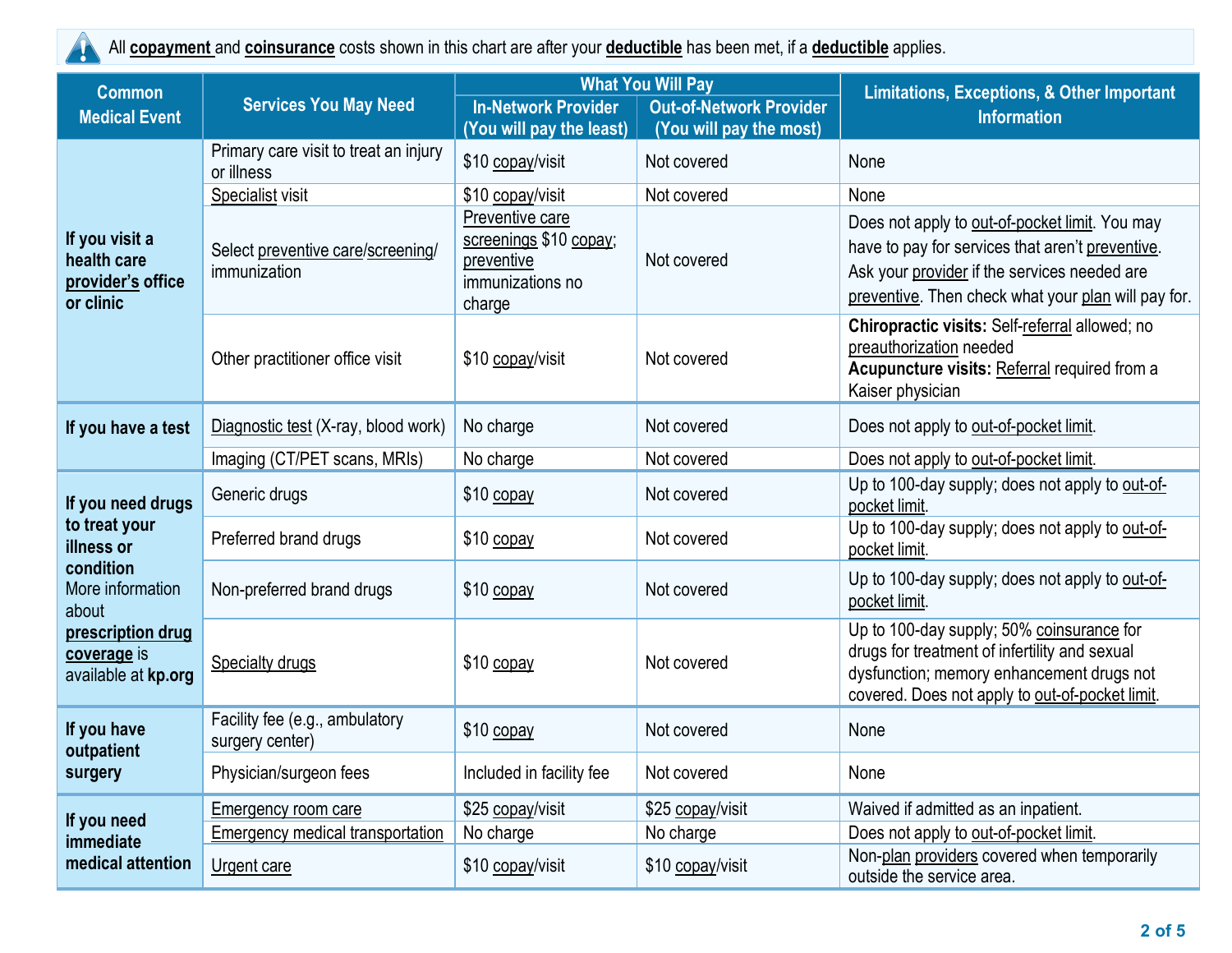All **copayment** and **coinsurance** costs shown in this chart are after your **deductible** has been met, if a **deductible** applies.

| Common Medical Event | Services You May Need | What You Will Pay | | Limitations, Exceptions, & Other Important Information |
|---|---|---|---|---|
| | | In-Network Provider (You will pay the least) | Out-of-Network Provider (You will pay the most) | |
| **If you visit a health care provider's office or clinic** | Primary care visit to treat an injury or illness | $10 copay/visit | Not covered | None |
| | Specialist visit | $10 copay/visit | Not covered | None |
| | Select preventive care/screening/ immunization | Preventive care screenings $10 copay; preventive immunizations no charge | Not covered | Does not apply to out-of-pocket limit. You may have to pay for services that aren't preventive. Ask your provider if the services needed are preventive. Then check what your plan will pay for. |
| | Other practitioner office visit | $10 copay/visit | Not covered | **Chiropractic visits:** Self-referral allowed; no preauthorization needed **Acupuncture visits:** Referral required from a Kaiser physician |
| **If you have a test** | Diagnostic test (X-ray, blood work) | No charge | Not covered | Does not apply to out-of-pocket limit. |
| | Imaging (CT/PET scans, MRIs) | No charge | Not covered | Does not apply to out-of-pocket limit. |
| **If you need drugs to treat your illness or condition** More information about **prescription drug coverage** is available at **kp.org** | Generic drugs | $10 copay | Not covered | Up to 100-day supply; does not apply to out-of-pocket limit. |
| | Preferred brand drugs | $10 copay | Not covered | Up to 100-day supply; does not apply to out-of-pocket limit. |
| | Non-preferred brand drugs | $10 copay | Not covered | Up to 100-day supply; does not apply to out-of-pocket limit. |
| | Specialty drugs | $10 copay | Not covered | Up to 100-day supply; 50% coinsurance for drugs for treatment of infertility and sexual dysfunction; memory enhancement drugs not covered. Does not apply to out-of-pocket limit. |
| **If you have outpatient surgery** | Facility fee (e.g., ambulatory surgery center) | $10 copay | Not covered | None |
| | Physician/surgeon fees | Included in facility fee | Not covered | None |
| **If you need immediate medical attention** | Emergency room care | $25 copay/visit | $25 copay/visit | Waived if admitted as an inpatient. |
| | Emergency medical transportation | No charge | No charge | Does not apply to out-of-pocket limit. |
| | Urgent care | $10 copay/visit | $10 copay/visit | Non-plan providers covered when temporarily outside the service area. |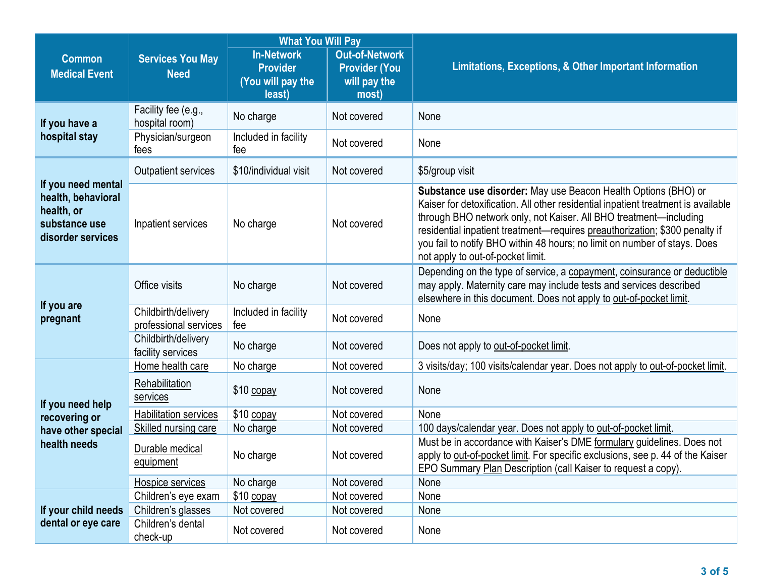| Common Medical Event | Services You May Need | What You Will Pay | | Limitations, Exceptions, & Other Important Information |
|---|---|---|---|---|
| | | In-Network Provider (You will pay the least) | Out-of-Network Provider (You will pay the most) | |
| If you have a hospital stay | Facility fee (e.g., hospital room) | No charge | Not covered | None |
| | Physician/surgeon fees | Included in facility fee | Not covered | None |
| If you need mental health, behavioral health, or substance use disorder services | Outpatient services | $10/individual visit | Not covered | $5/group visit |
| | Inpatient services | No charge | Not covered | **Substance use disorder:** May use Beacon Health Options (BHO) or Kaiser for detoxification. All other residential inpatient treatment is available through BHO network only, not Kaiser. All BHO treatment—including residential inpatient treatment—requires preauthorization; $300 penalty if you fail to notify BHO within 48 hours; no limit on number of stays. Does not apply to out-of-pocket limit. |
| If you are pregnant | Office visits | No charge | Not covered | Depending on the type of service, a copayment, coinsurance or deductible may apply. Maternity care may include tests and services described elsewhere in this document. Does not apply to out-of-pocket limit. |
| | Childbirth/delivery professional services | Included in facility fee | Not covered | None |
| | Childbirth/delivery facility services | No charge | Not covered | Does not apply to out-of-pocket limit. |
| If you need help recovering or have other special health needs | Home health care | No charge | Not covered | 3 visits/day; 100 visits/calendar year. Does not apply to out-of-pocket limit. |
| | Rehabilitation services | $10 copay | Not covered | None |
| | Habilitation services | $10 copay | Not covered | None |
| | Skilled nursing care | No charge | Not covered | 100 days/calendar year. Does not apply to out-of-pocket limit. |
| | Durable medical equipment | No charge | Not covered | Must be in accordance with Kaiser's DME formulary guidelines. Does not apply to out-of-pocket limit. For specific exclusions, see p. 44 of the Kaiser EPO Summary Plan Description (call Kaiser to request a copy). |
| | Hospice services | No charge | Not covered | None |
| If your child needs dental or eye care | Children's eye exam | $10 copay | Not covered | None |
| | Children's glasses | Not covered | Not covered | None |
| | Children's dental check-up | Not covered | Not covered | None |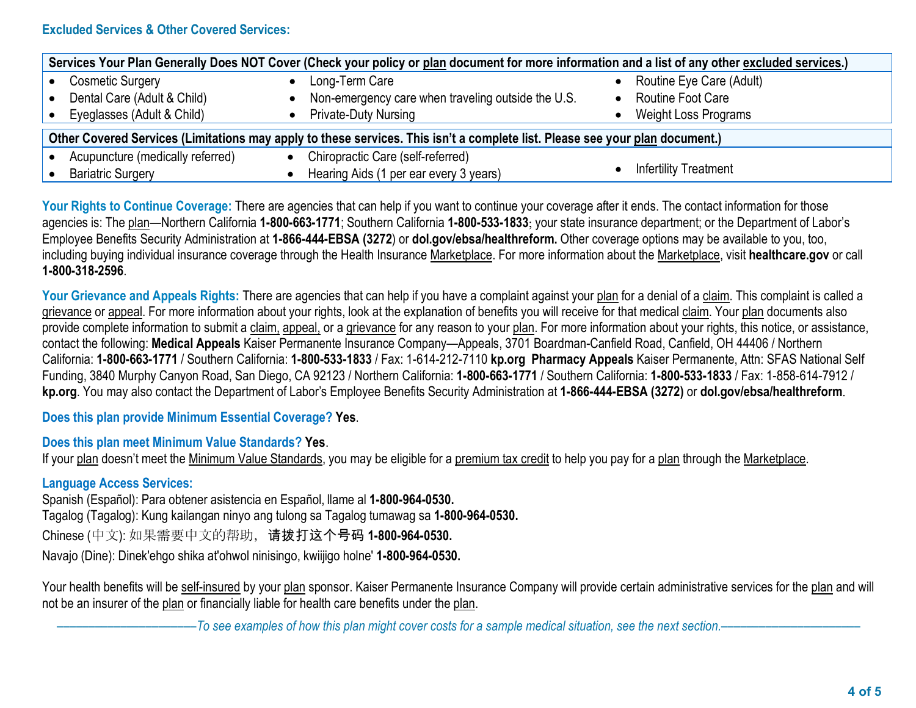### Excluded Services & Other Covered Services:

| Services Your Plan Generally Does NOT Cover (Check your policy or plan document for more information and a list of any other excluded services.) | | |
|---|---|---|
| • Cosmetic Surgery<br>• Dental Care (Adult & Child)<br>• Eyeglasses (Adult & Child) | • Long-Term Care<br>• Non-emergency care when traveling outside the U.S.<br>• Private-Duty Nursing | • Routine Eye Care (Adult)<br>• Routine Foot Care<br>• Weight Loss Programs |

| Other Covered Services (Limitations may apply to these services. This isn't a complete list. Please see your plan document.) | | |
|---|---|---|
| • Acupuncture (medically referred)<br>• Bariatric Surgery | • Chiropractic Care (self-referred)<br>• Hearing Aids (1 per ear every 3 years) | • Infertility Treatment |

**Your Rights to Continue Coverage:** There are agencies that can help if you want to continue your coverage after it ends. The contact information for those agencies is: The plan—Northern California **1-800-663-1771**; Southern California **1-800-533-1833**; your state insurance department; or the Department of Labor's Employee Benefits Security Administration at **1-866-444-EBSA (3272)** or **dol.gov/ebsa/healthreform.** Other coverage options may be available to you, too, including buying individual insurance coverage through the Health Insurance Marketplace. For more information about the Marketplace, visit **healthcare.gov** or call **1-800-318-2596**.

**Your Grievance and Appeals Rights:** There are agencies that can help if you have a complaint against your plan for a denial of a claim. This complaint is called a grievance or appeal. For more information about your rights, look at the explanation of benefits you will receive for that medical claim. Your plan documents also provide complete information to submit a claim, appeal, or a grievance for any reason to your plan. For more information about your rights, this notice, or assistance, contact the following: **Medical Appeals** Kaiser Permanente Insurance Company—Appeals, 3701 Boardman-Canfield Road, Canfield, OH 44406 / Northern California: **1-800-663-1771** / Southern California: **1-800-533-1833** / Fax: 1-614-212-7110 **kp.org** **Pharmacy Appeals** Kaiser Permanente, Attn: SFAS National Self Funding, 3840 Murphy Canyon Road, San Diego, CA 92123 / Northern California: **1-800-663-1771** / Southern California: **1-800-533-1833** / Fax: 1-858-614-7912 / **kp.org**. You may also contact the Department of Labor's Employee Benefits Security Administration at **1-866-444-EBSA (3272)** or **dol.gov/ebsa/healthreform**.

**Does this plan provide Minimum Essential Coverage? Yes**.

**Does this plan meet Minimum Value Standards? Yes**.
If your plan doesn't meet the Minimum Value Standards, you may be eligible for a premium tax credit to help you pay for a plan through the Marketplace.

**Language Access Services:**
Spanish (Español): Para obtener asistencia en Español, llame al **1-800-964-0530.**
Tagalog (Tagalog): Kung kailangan ninyo ang tulong sa Tagalog tumawag sa **1-800-964-0530.**
Chinese (中文): 如果需要中文的帮助，**请拨打这个号码 1-800-964-0530.**
Navajo (Dine): Dinek'ehgo shika at'ohwol ninisingo, kwiijigo holne' **1-800-964-0530.**

Your health benefits will be self-insured by your plan sponsor. Kaiser Permanente Insurance Company will provide certain administrative services for the plan and will not be an insurer of the plan or financially liable for health care benefits under the plan.

*——————————To see examples of how this plan might cover costs for a sample medical situation, see the next section.——————————*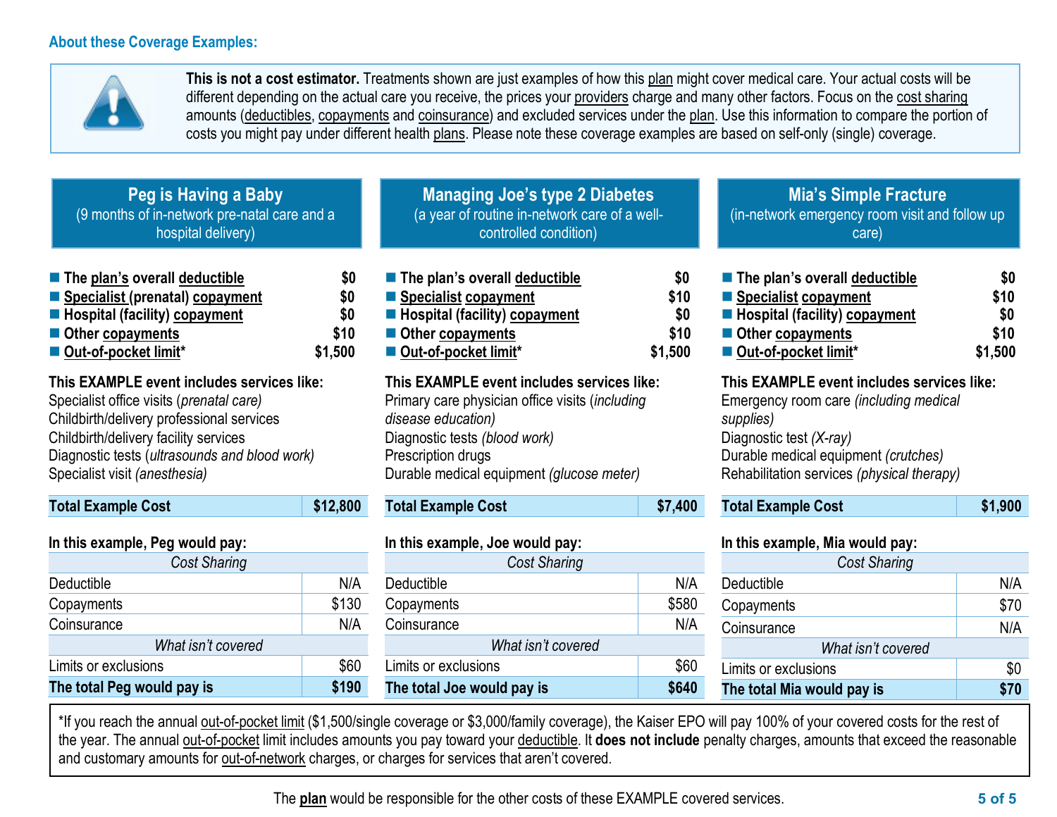## About these Coverage Examples:

**This is not a cost estimator.** Treatments shown are just examples of how this plan might cover medical care. Your actual costs will be different depending on the actual care you receive, the prices your providers charge and many other factors. Focus on the cost sharing amounts (deductibles, copayments and coinsurance) and excluded services under the plan. Use this information to compare the portion of costs you might pay under different health plans. Please note these coverage examples are based on self-only (single) coverage.

### Peg is Having a Baby
(9 months of in-network pre-natal care and a hospital delivery)

- **The plan's overall deductible** **$0**
- **Specialist (prenatal) copayment** **$0**
- **Hospital (facility) copayment** **$0**
- **Other copayments** **$10**
- **Out-of-pocket limit*** **$1,500**

**This EXAMPLE event includes services like:**
Specialist office visits (*prenatal care)*
Childbirth/delivery professional services
Childbirth/delivery facility services
Diagnostic tests (*ultrasounds and blood work)*
Specialist visit *(anesthesia)*

| **Total Example Cost** | **$12,800** |
|---|---|

**In this example, Peg would pay:**

| *Cost Sharing* | |
|---|---|
| Deductible | N/A |
| Copayments | $130 |
| Coinsurance | N/A |
| *What isn't covered* | |
| Limits or exclusions | $60 |
| **The total Peg would pay is** | **$190** |

### Managing Joe's type 2 Diabetes
(a year of routine in-network care of a well-controlled condition)

- **The plan's overall deductible** **$0**
- **Specialist copayment** **$10**
- **Hospital (facility) copayment** **$0**
- **Other copayments** **$10**
- **Out-of-pocket limit*** **$1,500**

**This EXAMPLE event includes services like:**
Primary care physician office visits (*including disease education)*
Diagnostic tests *(blood work)*
Prescription drugs
Durable medical equipment *(glucose meter)*

| **Total Example Cost** | **$7,400** |
|---|---|

**In this example, Joe would pay:**

| *Cost Sharing* | |
|---|---|
| Deductible | N/A |
| Copayments | $580 |
| Coinsurance | N/A |
| *What isn't covered* | |
| Limits or exclusions | $60 |
| **The total Joe would pay is** | **$640** |

### Mia's Simple Fracture
(in-network emergency room visit and follow up care)

- **The plan's overall deductible** **$0**
- **Specialist copayment** **$10**
- **Hospital (facility) copayment** **$0**
- **Other copayments** **$10**
- **Out-of-pocket limit*** **$1,500**

**This EXAMPLE event includes services like:**
Emergency room care *(including medical supplies)*
Diagnostic test *(X-ray)*
Durable medical equipment *(crutches)*
Rehabilitation services *(physical therapy)*

| **Total Example Cost** | **$1,900** |
|---|---|

**In this example, Mia would pay:**

| *Cost Sharing* | |
|---|---|
| Deductible | N/A |
| Copayments | $70 |
| Coinsurance | N/A |
| *What isn't covered* | |
| Limits or exclusions | $0 |
| **The total Mia would pay is** | **$70** |

*If you reach the annual out-of-pocket limit ($1,500/single coverage or $3,000/family coverage), the Kaiser EPO will pay 100% of your covered costs for the rest of the year. The annual out-of-pocket limit includes amounts you pay toward your deductible. It **does not include** penalty charges, amounts that exceed the reasonable and customary amounts for out-of-network charges, or charges for services that aren't covered.

The **plan** would be responsible for the other costs of these EXAMPLE covered services.